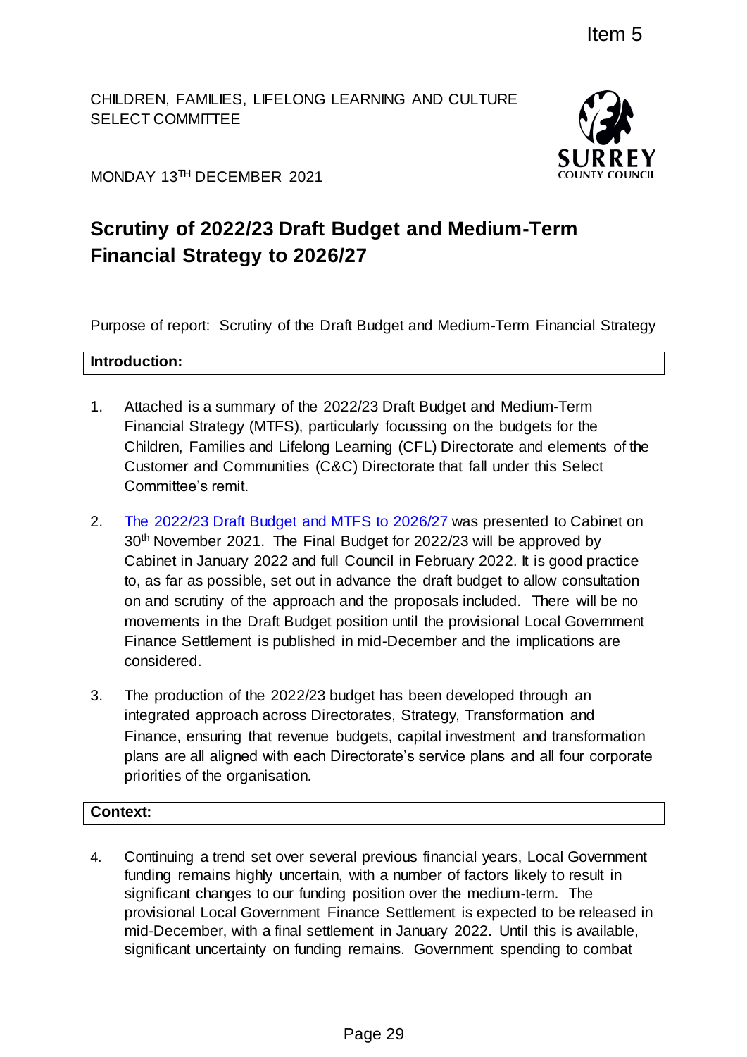Item 5

CHILDREN, FAMILIES, LIFELONG LEARNING AND CULTURE SELECT COMMITTEE

MONDAY 13TH DECEMBER 2021

# Scrutiny of 2022/23 Draft Budget and Medium-Term Financial Strategy to 2026/27

Purpose of report: Scrutiny of the Draft Budget and Medium-Term Financial Strategy

**Introduction:**

1. Attached is a summary of the 2022/23 Draft Budget and Medium-Term Financial Strategy (MTFS), particularly focussing on the budgets for the Children, Families and Lifelong Learning (CFL) Directorate and elements of the Customer and Communities (C&C) Directorate that fall under this Select Committee's remit.

2. The 2022/23 Draft Budget and MTFS to 2026/27 was presented to Cabinet on 30th November 2021. The Final Budget for 2022/23 will be approved by Cabinet in January 2022 and full Council in February 2022. It is good practice to, as far as possible, set out in advance the draft budget to allow consultation on and scrutiny of the approach and the proposals included. There will be no movements in the Draft Budget position until the provisional Local Government Finance Settlement is published in mid-December and the implications are considered.

3. The production of the 2022/23 budget has been developed through an integrated approach across Directorates, Strategy, Transformation and Finance, ensuring that revenue budgets, capital investment and transformation plans are all aligned with each Directorate's service plans and all four corporate priorities of the organisation.

**Context:**

4. Continuing a trend set over several previous financial years, Local Government funding remains highly uncertain, with a number of factors likely to result in significant changes to our funding position over the medium-term. The provisional Local Government Finance Settlement is expected to be released in mid-December, with a final settlement in January 2022. Until this is available, significant uncertainty on funding remains. Government spending to combat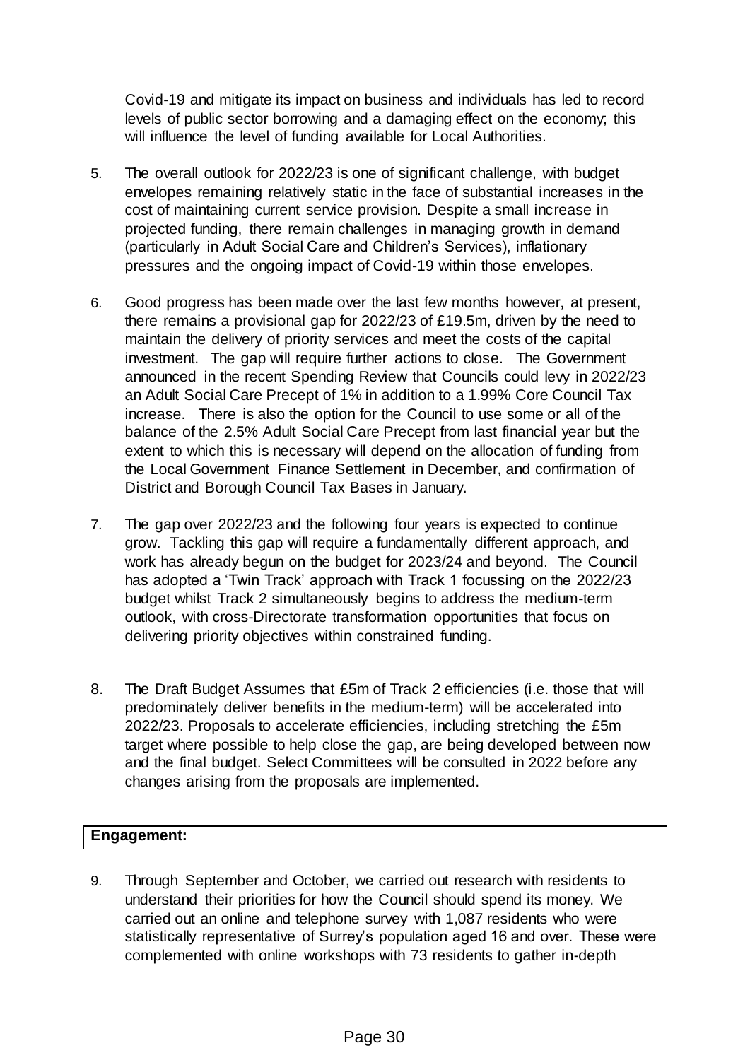Covid-19 and mitigate its impact on business and individuals has led to record levels of public sector borrowing and a damaging effect on the economy; this will influence the level of funding available for Local Authorities.

5. The overall outlook for 2022/23 is one of significant challenge, with budget envelopes remaining relatively static in the face of substantial increases in the cost of maintaining current service provision. Despite a small increase in projected funding, there remain challenges in managing growth in demand (particularly in Adult Social Care and Children's Services), inflationary pressures and the ongoing impact of Covid-19 within those envelopes.

6. Good progress has been made over the last few months however, at present, there remains a provisional gap for 2022/23 of £19.5m, driven by the need to maintain the delivery of priority services and meet the costs of the capital investment. The gap will require further actions to close. The Government announced in the recent Spending Review that Councils could levy in 2022/23 an Adult Social Care Precept of 1% in addition to a 1.99% Core Council Tax increase. There is also the option for the Council to use some or all of the balance of the 2.5% Adult Social Care Precept from last financial year but the extent to which this is necessary will depend on the allocation of funding from the Local Government Finance Settlement in December, and confirmation of District and Borough Council Tax Bases in January.

7. The gap over 2022/23 and the following four years is expected to continue grow. Tackling this gap will require a fundamentally different approach, and work has already begun on the budget for 2023/24 and beyond. The Council has adopted a 'Twin Track' approach with Track 1 focussing on the 2022/23 budget whilst Track 2 simultaneously begins to address the medium-term outlook, with cross-Directorate transformation opportunities that focus on delivering priority objectives within constrained funding.

8. The Draft Budget Assumes that £5m of Track 2 efficiencies (i.e. those that will predominately deliver benefits in the medium-term) will be accelerated into 2022/23. Proposals to accelerate efficiencies, including stretching the £5m target where possible to help close the gap, are being developed between now and the final budget. Select Committees will be consulted in 2022 before any changes arising from the proposals are implemented.

**Engagement:**

9. Through September and October, we carried out research with residents to understand their priorities for how the Council should spend its money. We carried out an online and telephone survey with 1,087 residents who were statistically representative of Surrey's population aged 16 and over. These were complemented with online workshops with 73 residents to gather in-depth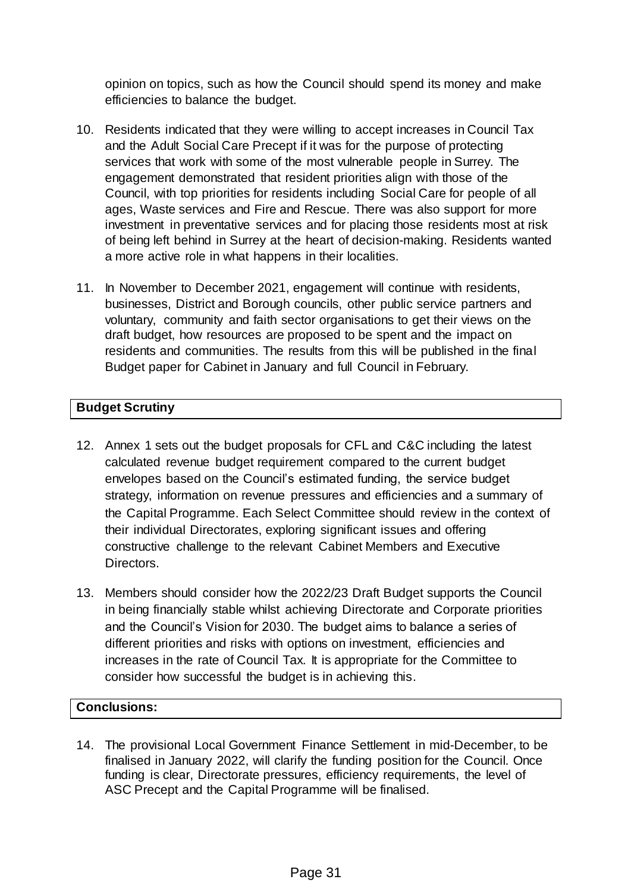opinion on topics, such as how the Council should spend its money and make efficiencies to balance the budget.

10. Residents indicated that they were willing to accept increases in Council Tax and the Adult Social Care Precept if it was for the purpose of protecting services that work with some of the most vulnerable people in Surrey. The engagement demonstrated that resident priorities align with those of the Council, with top priorities for residents including Social Care for people of all ages, Waste services and Fire and Rescue. There was also support for more investment in preventative services and for placing those residents most at risk of being left behind in Surrey at the heart of decision-making. Residents wanted a more active role in what happens in their localities.

11. In November to December 2021, engagement will continue with residents, businesses, District and Borough councils, other public service partners and voluntary, community and faith sector organisations to get their views on the draft budget, how resources are proposed to be spent and the impact on residents and communities. The results from this will be published in the final Budget paper for Cabinet in January and full Council in February.

## Budget Scrutiny

12. Annex 1 sets out the budget proposals for CFL and C&C including the latest calculated revenue budget requirement compared to the current budget envelopes based on the Council's estimated funding, the service budget strategy, information on revenue pressures and efficiencies and a summary of the Capital Programme. Each Select Committee should review in the context of their individual Directorates, exploring significant issues and offering constructive challenge to the relevant Cabinet Members and Executive Directors.

13. Members should consider how the 2022/23 Draft Budget supports the Council in being financially stable whilst achieving Directorate and Corporate priorities and the Council's Vision for 2030. The budget aims to balance a series of different priorities and risks with options on investment, efficiencies and increases in the rate of Council Tax. It is appropriate for the Committee to consider how successful the budget is in achieving this.

## Conclusions:

14. The provisional Local Government Finance Settlement in mid-December, to be finalised in January 2022, will clarify the funding position for the Council. Once funding is clear, Directorate pressures, efficiency requirements, the level of ASC Precept and the Capital Programme will be finalised.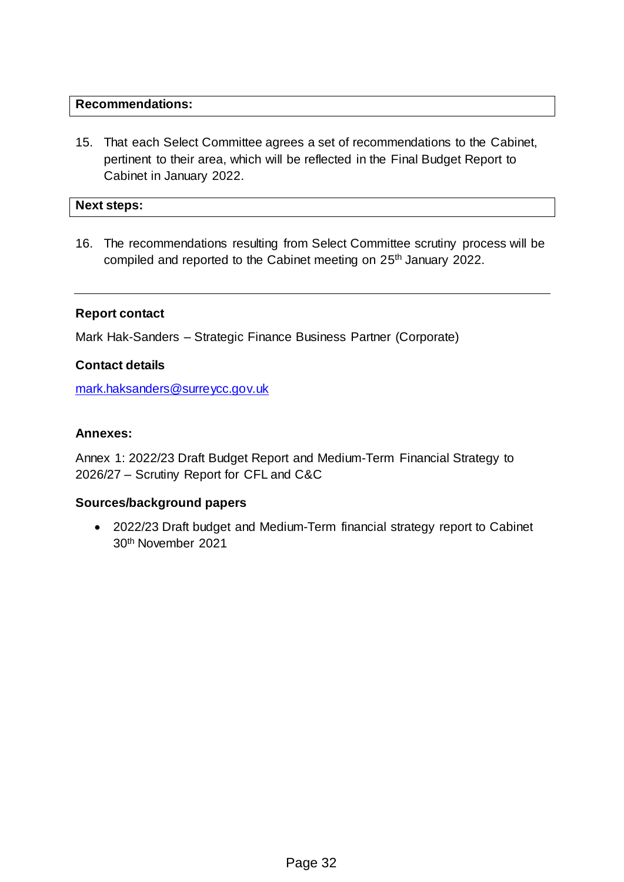**Recommendations:**

15. That each Select Committee agrees a set of recommendations to the Cabinet, pertinent to their area, which will be reflected in the Final Budget Report to Cabinet in January 2022.

**Next steps:**

16. The recommendations resulting from Select Committee scrutiny process will be compiled and reported to the Cabinet meeting on 25th January 2022.

---

**Report contact**

Mark Hak-Sanders – Strategic Finance Business Partner (Corporate)

**Contact details**

mark.haksanders@surreycc.gov.uk

**Annexes:**

Annex 1: 2022/23 Draft Budget Report and Medium-Term Financial Strategy to 2026/27 – Scrutiny Report for CFL and C&C

**Sources/background papers**

- 2022/23 Draft budget and Medium-Term financial strategy report to Cabinet 30th November 2021